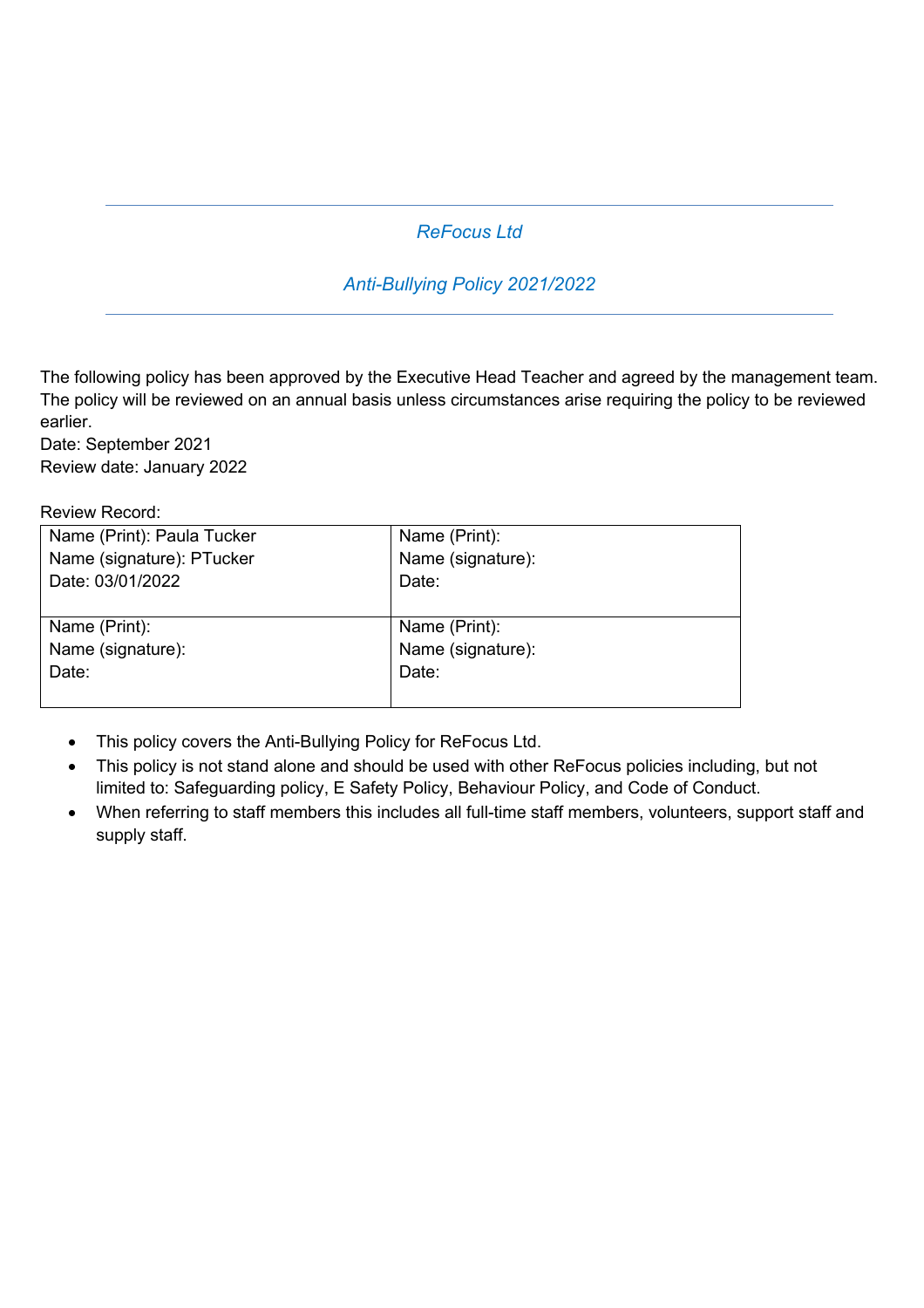*ReFocus Ltd*

*Anti-Bullying Policy 2021/2022*

---

The following policy has been approved by the Executive Head Teacher and agreed by the management team. The policy will be reviewed on an annual basis unless circumstances arise requiring the policy to be reviewed earlier.
Date: September 2021
Review date: January 2022

Review Record:

| | |
|---|---|
| Name (Print): Paula Tucker<br>Name (signature): PTucker<br>Date: 03/01/2022 | Name (Print):<br>Name (signature):<br>Date: |
| Name (Print):<br>Name (signature):<br>Date: | Name (Print):<br>Name (signature):<br>Date: |

- This policy covers the Anti-Bullying Policy for ReFocus Ltd.
- This policy is not stand alone and should be used with other ReFocus policies including, but not limited to: Safeguarding policy, E Safety Policy, Behaviour Policy, and Code of Conduct.
- When referring to staff members this includes all full-time staff members, volunteers, support staff and supply staff.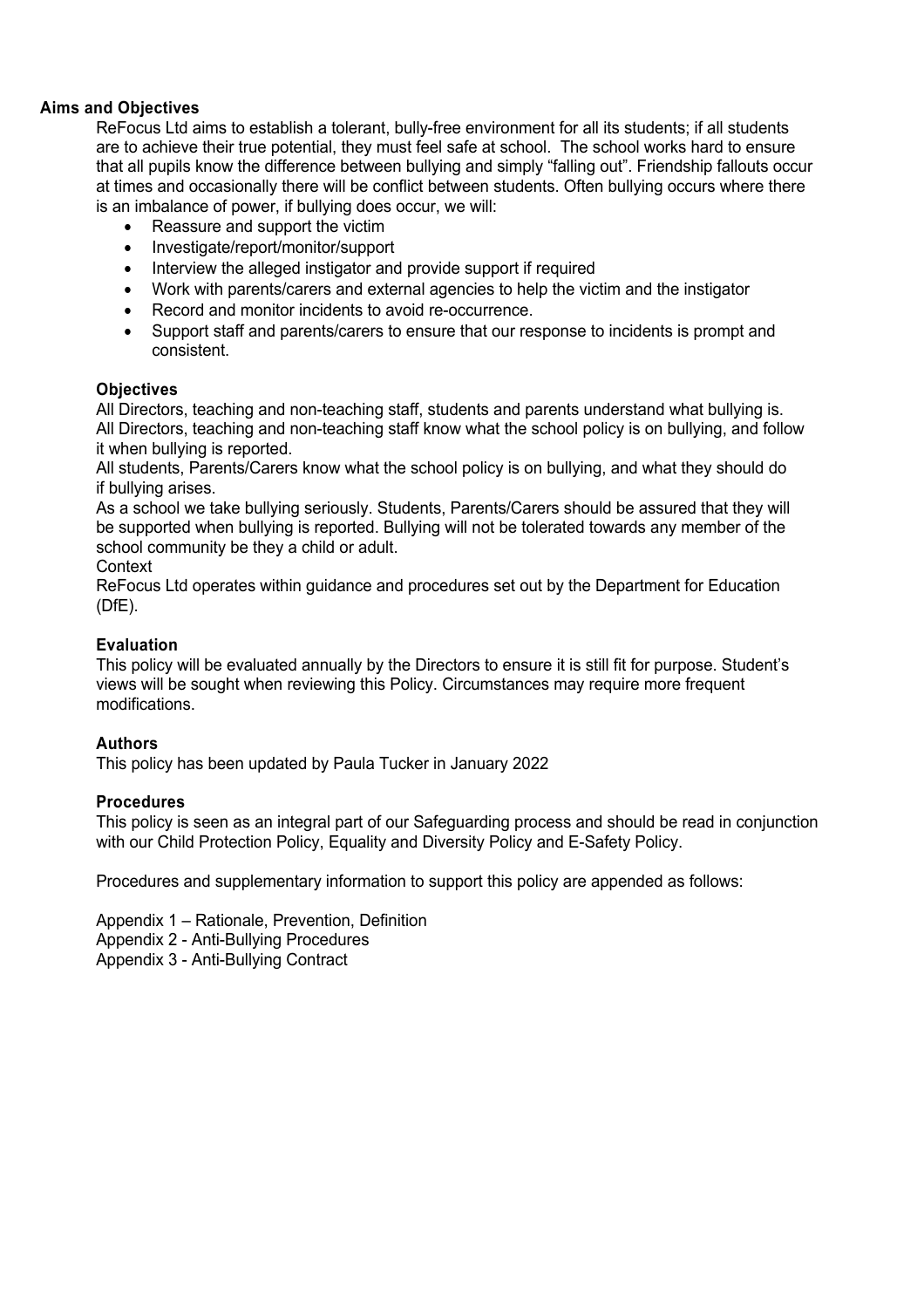### Aims and Objectives

ReFocus Ltd aims to establish a tolerant, bully-free environment for all its students; if all students are to achieve their true potential, they must feel safe at school. The school works hard to ensure that all pupils know the difference between bullying and simply "falling out". Friendship fallouts occur at times and occasionally there will be conflict between students. Often bullying occurs where there is an imbalance of power, if bullying does occur, we will:

- Reassure and support the victim
- Investigate/report/monitor/support
- Interview the alleged instigator and provide support if required
- Work with parents/carers and external agencies to help the victim and the instigator
- Record and monitor incidents to avoid re-occurrence.
- Support staff and parents/carers to ensure that our response to incidents is prompt and consistent.

### Objectives

All Directors, teaching and non-teaching staff, students and parents understand what bullying is.
All Directors, teaching and non-teaching staff know what the school policy is on bullying, and follow it when bullying is reported.
All students, Parents/Carers know what the school policy is on bullying, and what they should do if bullying arises.
As a school we take bullying seriously. Students, Parents/Carers should be assured that they will be supported when bullying is reported. Bullying will not be tolerated towards any member of the school community be they a child or adult.
Context
ReFocus Ltd operates within guidance and procedures set out by the Department for Education (DfE).

### Evaluation

This policy will be evaluated annually by the Directors to ensure it is still fit for purpose. Student's views will be sought when reviewing this Policy. Circumstances may require more frequent modifications.

### Authors

This policy has been updated by Paula Tucker in January 2022

### Procedures

This policy is seen as an integral part of our Safeguarding process and should be read in conjunction with our Child Protection Policy, Equality and Diversity Policy and E-Safety Policy.

Procedures and supplementary information to support this policy are appended as follows:

Appendix 1 – Rationale, Prevention, Definition
Appendix 2 - Anti-Bullying Procedures
Appendix 3 - Anti-Bullying Contract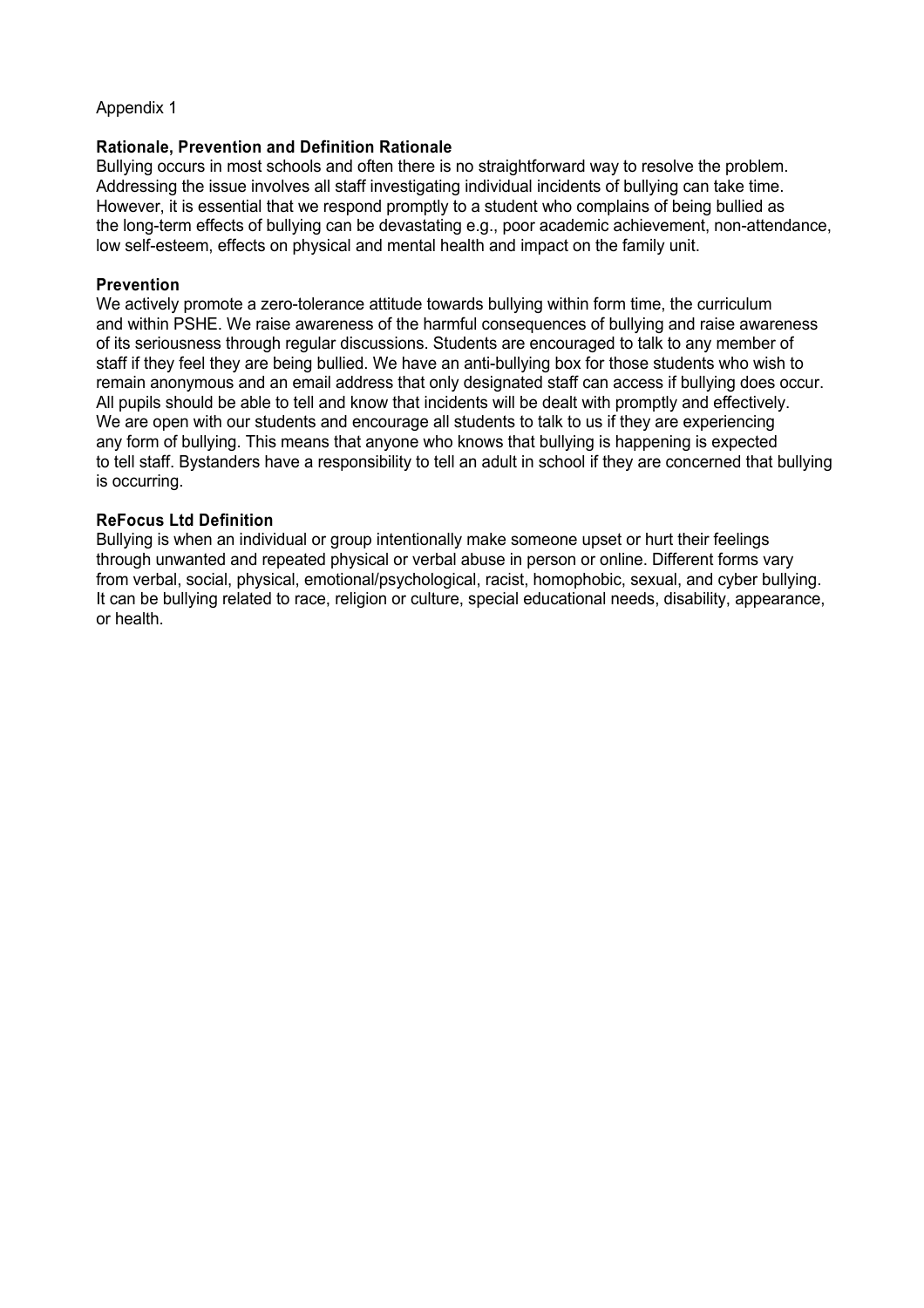Appendix 1

**Rationale, Prevention and Definition Rationale**

Bullying occurs in most schools and often there is no straightforward way to resolve the problem. Addressing the issue involves all staff investigating individual incidents of bullying can take time. However, it is essential that we respond promptly to a student who complains of being bullied as the long-term effects of bullying can be devastating e.g., poor academic achievement, non-attendance, low self-esteem, effects on physical and mental health and impact on the family unit.

**Prevention**

We actively promote a zero-tolerance attitude towards bullying within form time, the curriculum and within PSHE. We raise awareness of the harmful consequences of bullying and raise awareness of its seriousness through regular discussions. Students are encouraged to talk to any member of staff if they feel they are being bullied. We have an anti-bullying box for those students who wish to remain anonymous and an email address that only designated staff can access if bullying does occur. All pupils should be able to tell and know that incidents will be dealt with promptly and effectively. We are open with our students and encourage all students to talk to us if they are experiencing any form of bullying. This means that anyone who knows that bullying is happening is expected to tell staff. Bystanders have a responsibility to tell an adult in school if they are concerned that bullying is occurring.

**ReFocus Ltd Definition**

Bullying is when an individual or group intentionally make someone upset or hurt their feelings through unwanted and repeated physical or verbal abuse in person or online. Different forms vary from verbal, social, physical, emotional/psychological, racist, homophobic, sexual, and cyber bullying. It can be bullying related to race, religion or culture, special educational needs, disability, appearance, or health.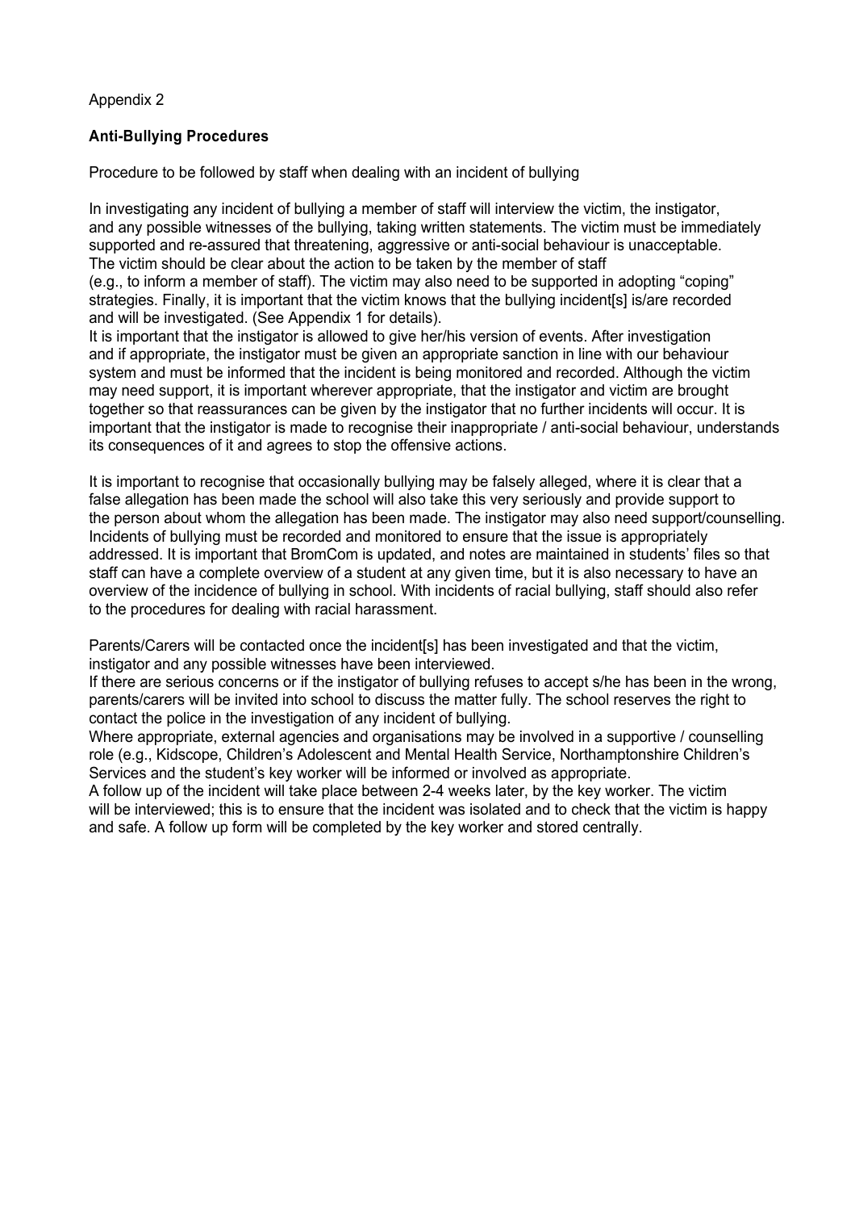Appendix 2

## Anti-Bullying Procedures

Procedure to be followed by staff when dealing with an incident of bullying

In investigating any incident of bullying a member of staff will interview the victim, the instigator, and any possible witnesses of the bullying, taking written statements. The victim must be immediately supported and re-assured that threatening, aggressive or anti-social behaviour is unacceptable. The victim should be clear about the action to be taken by the member of staff (e.g., to inform a member of staff). The victim may also need to be supported in adopting "coping" strategies. Finally, it is important that the victim knows that the bullying incident[s] is/are recorded and will be investigated. (See Appendix 1 for details).
It is important that the instigator is allowed to give her/his version of events. After investigation and if appropriate, the instigator must be given an appropriate sanction in line with our behaviour system and must be informed that the incident is being monitored and recorded. Although the victim may need support, it is important wherever appropriate, that the instigator and victim are brought together so that reassurances can be given by the instigator that no further incidents will occur. It is important that the instigator is made to recognise their inappropriate / anti-social behaviour, understands its consequences of it and agrees to stop the offensive actions.

It is important to recognise that occasionally bullying may be falsely alleged, where it is clear that a false allegation has been made the school will also take this very seriously and provide support to the person about whom the allegation has been made. The instigator may also need support/counselling. Incidents of bullying must be recorded and monitored to ensure that the issue is appropriately addressed. It is important that BromCom is updated, and notes are maintained in students' files so that staff can have a complete overview of a student at any given time, but it is also necessary to have an overview of the incidence of bullying in school. With incidents of racial bullying, staff should also refer to the procedures for dealing with racial harassment.

Parents/Carers will be contacted once the incident[s] has been investigated and that the victim, instigator and any possible witnesses have been interviewed.
If there are serious concerns or if the instigator of bullying refuses to accept s/he has been in the wrong, parents/carers will be invited into school to discuss the matter fully. The school reserves the right to contact the police in the investigation of any incident of bullying.
Where appropriate, external agencies and organisations may be involved in a supportive / counselling role (e.g., Kidscope, Children's Adolescent and Mental Health Service, Northamptonshire Children's Services and the student's key worker will be informed or involved as appropriate.
A follow up of the incident will take place between 2-4 weeks later, by the key worker. The victim will be interviewed; this is to ensure that the incident was isolated and to check that the victim is happy and safe. A follow up form will be completed by the key worker and stored centrally.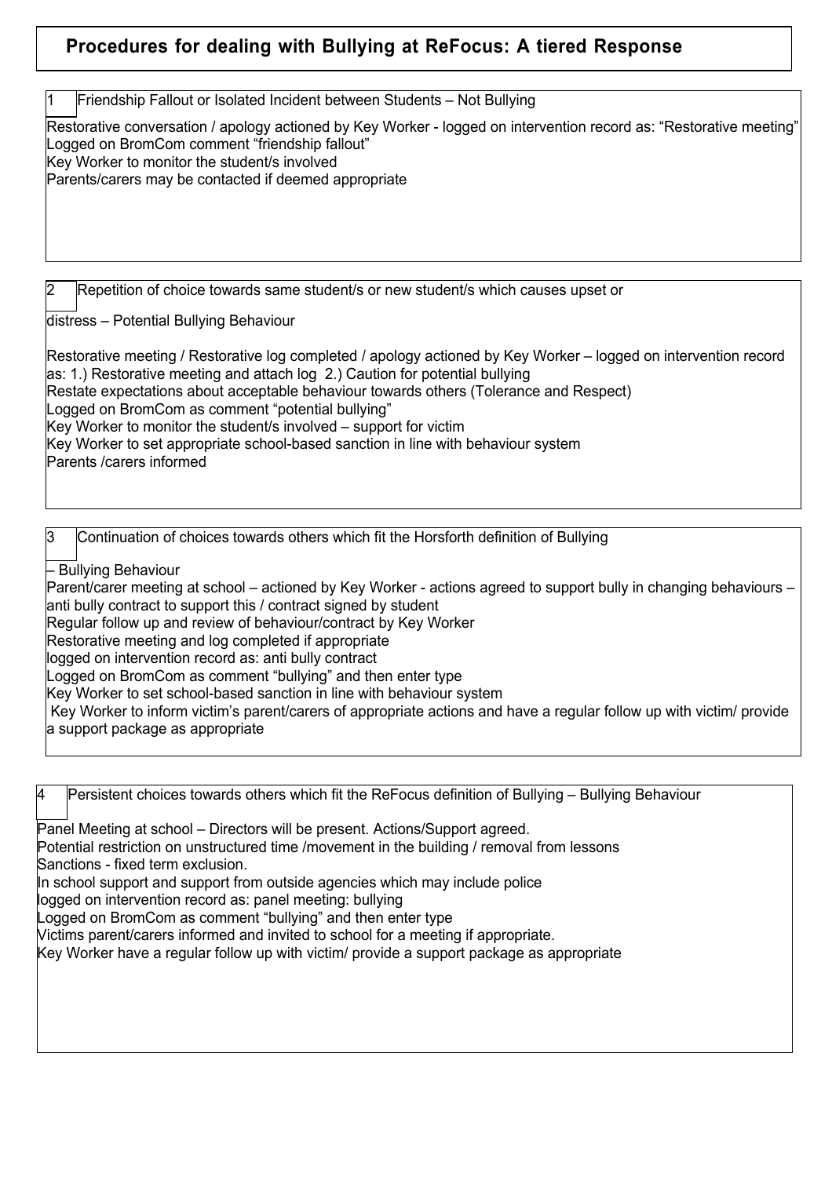# Procedures for dealing with Bullying at ReFocus: A tiered Response

## 1 Friendship Fallout or Isolated Incident between Students – Not Bullying

Restorative conversation / apology actioned by Key Worker - logged on intervention record as: "Restorative meeting"
Logged on BromCom comment "friendship fallout"
Key Worker to monitor the student/s involved
Parents/carers may be contacted if deemed appropriate

## 2 Repetition of choice towards same student/s or new student/s which causes upset or distress – Potential Bullying Behaviour

Restorative meeting / Restorative log completed / apology actioned by Key Worker – logged on intervention record as: 1.) Restorative meeting and attach log 2.) Caution for potential bullying
Restate expectations about acceptable behaviour towards others (Tolerance and Respect)
Logged on BromCom as comment "potential bullying"
Key Worker to monitor the student/s involved – support for victim
Key Worker to set appropriate school-based sanction in line with behaviour system
Parents /carers informed

## 3 Continuation of choices towards others which fit the Horsforth definition of Bullying – Bullying Behaviour

Parent/carer meeting at school – actioned by Key Worker - actions agreed to support bully in changing behaviours – anti bully contract to support this / contract signed by student
Regular follow up and review of behaviour/contract by Key Worker
Restorative meeting and log completed if appropriate
logged on intervention record as: anti bully contract
Logged on BromCom as comment "bullying" and then enter type
Key Worker to set school-based sanction in line with behaviour system
Key Worker to inform victim's parent/carers of appropriate actions and have a regular follow up with victim/ provide a support package as appropriate

## 4 Persistent choices towards others which fit the ReFocus definition of Bullying – Bullying Behaviour

Panel Meeting at school – Directors will be present. Actions/Support agreed.
Potential restriction on unstructured time /movement in the building / removal from lessons
Sanctions - fixed term exclusion.
In school support and support from outside agencies which may include police
logged on intervention record as: panel meeting: bullying
Logged on BromCom as comment "bullying" and then enter type
Victims parent/carers informed and invited to school for a meeting if appropriate.
Key Worker have a regular follow up with victim/ provide a support package as appropriate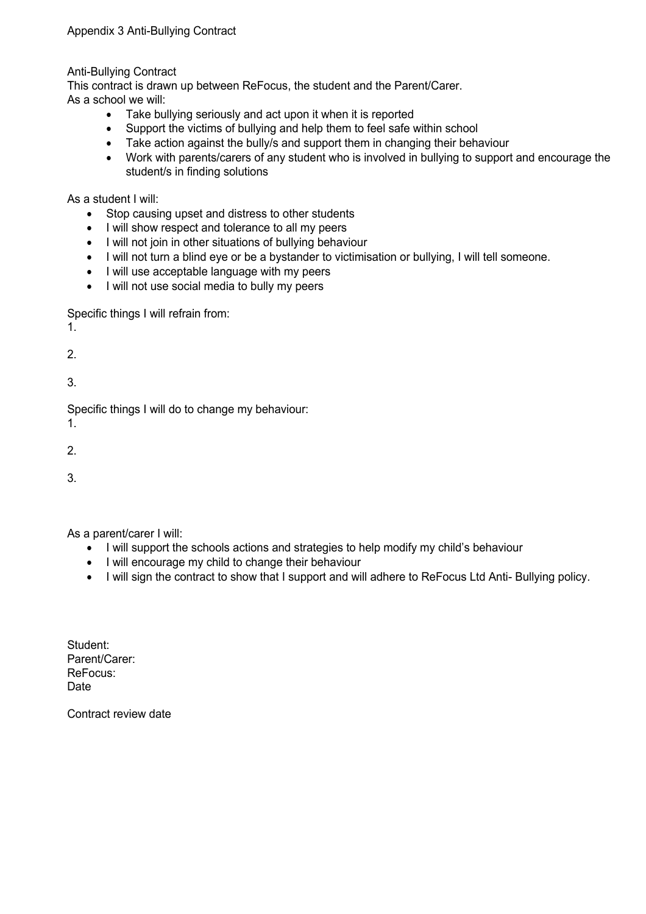## Appendix 3 Anti-Bullying Contract

### Anti-Bullying Contract

This contract is drawn up between ReFocus, the student and the Parent/Carer.

As a school we will:

- Take bullying seriously and act upon it when it is reported
- Support the victims of bullying and help them to feel safe within school
- Take action against the bully/s and support them in changing their behaviour
- Work with parents/carers of any student who is involved in bullying to support and encourage the student/s in finding solutions

As a student I will:

- Stop causing upset and distress to other students
- I will show respect and tolerance to all my peers
- I will not join in other situations of bullying behaviour
- I will not turn a blind eye or be a bystander to victimisation or bullying, I will tell someone.
- I will use acceptable language with my peers
- I will not use social media to bully my peers

Specific things I will refrain from:

1.

2.

3.

Specific things I will do to change my behaviour:

1.

2.

3.

As a parent/carer I will:

- I will support the schools actions and strategies to help modify my child's behaviour
- I will encourage my child to change their behaviour
- I will sign the contract to show that I support and will adhere to ReFocus Ltd Anti- Bullying policy.

Student:
Parent/Carer:
ReFocus:
Date

Contract review date